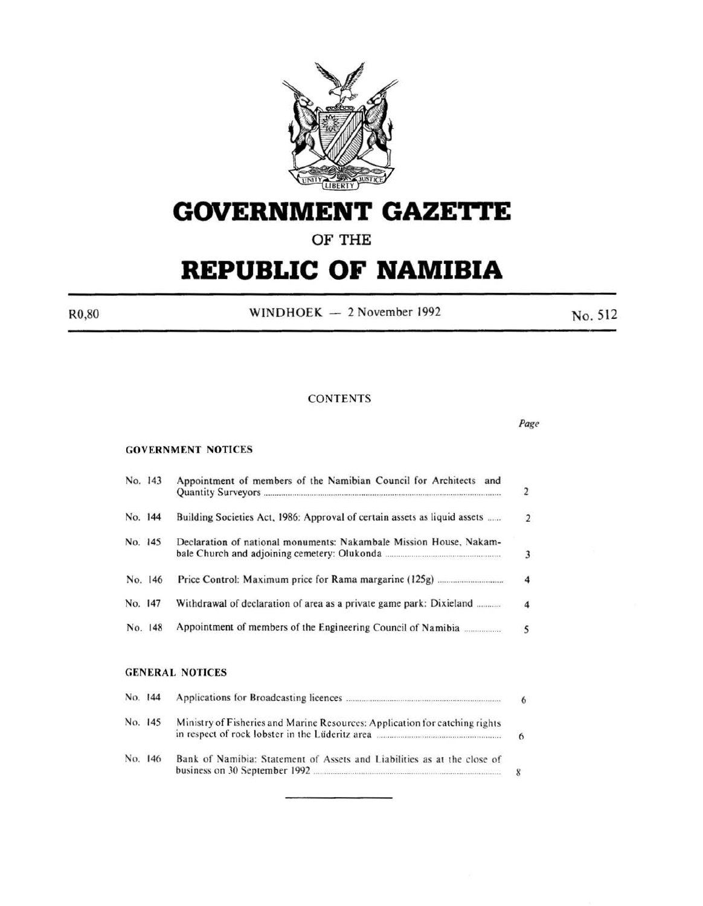# GOVERNMENT GAZETTE

OF THE

# REPUBLIC OF NAMIBIA

R0,80 WINDHOEK — 2 November 1992 No. 512

## CONTENTS

*Page*

### GOVERNMENT NOTICES

| No. | | Page |
|---|---|---|
| No. 143 | Appointment of members of the Namibian Council for Architects and Quantity Surveyors | 2 |
| No. 144 | Building Societies Act, 1986: Approval of certain assets as liquid assets | 2 |
| No. 145 | Declaration of national monuments: Nakambale Mission House, Nakambale Church and adjoining cemetery: Olukonda | 3 |
| No. 146 | Price Control: Maximum price for Rama margarine (125g) | 4 |
| No. 147 | Withdrawal of declaration of area as a private game park: Dixieland | 4 |
| No. 148 | Appointment of members of the Engineering Council of Namibia | 5 |

### GENERAL NOTICES

| No. | | Page |
|---|---|---|
| No. 144 | Applications for Broadcasting licences | 6 |
| No. 145 | Ministry of Fisheries and Marine Resources: Application for catching rights in respect of rock lobster in the Lüderitz area | 6 |
| No. 146 | Bank of Namibia: Statement of Assets and Liabilities as at the close of business on 30 September 1992 | 8 |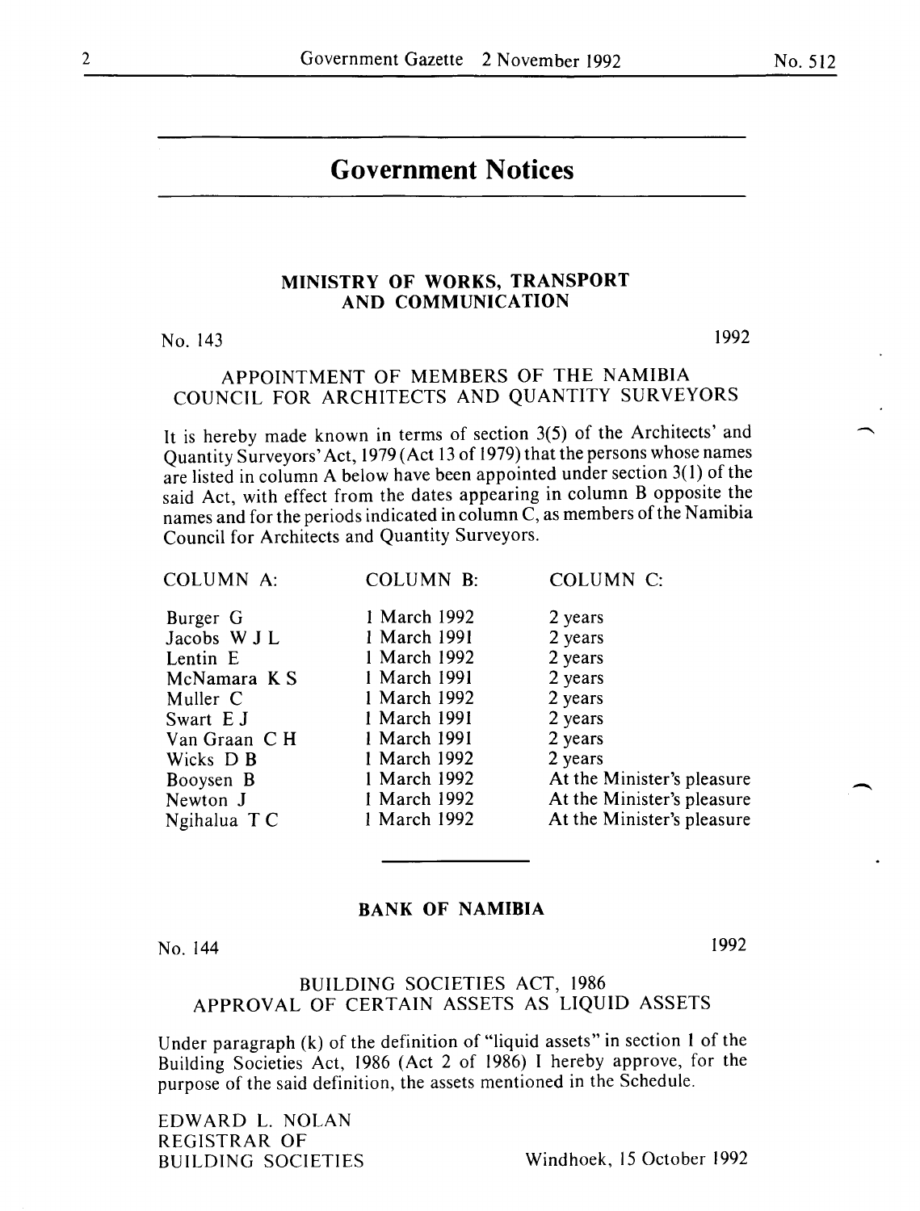# Government Notices

## MINISTRY OF WORKS, TRANSPORT AND COMMUNICATION

No. 143 1992

### APPOINTMENT OF MEMBERS OF THE NAMIBIA COUNCIL FOR ARCHITECTS AND QUANTITY SURVEYORS

It is hereby made known in terms of section 3(5) of the Architects' and Quantity Surveyors' Act, 1979 (Act 13 of 1979) that the persons whose names are listed in column A below have been appointed under section 3(1) of the said Act, with effect from the dates appearing in column B opposite the names and for the periods indicated in column C, as members of the Namibia Council for Architects and Quantity Surveyors.

| COLUMN A: | COLUMN B: | COLUMN C: |
|---|---|---|
| Burger G | 1 March 1992 | 2 years |
| Jacobs W J L | 1 March 1991 | 2 years |
| Lentin E | 1 March 1992 | 2 years |
| McNamara K S | 1 March 1991 | 2 years |
| Muller C | 1 March 1992 | 2 years |
| Swart E J | 1 March 1991 | 2 years |
| Van Graan C H | 1 March 1991 | 2 years |
| Wicks D B | 1 March 1992 | 2 years |
| Booysen B | 1 March 1992 | At the Minister's pleasure |
| Newton J | 1 March 1992 | At the Minister's pleasure |
| Ngihalua T C | 1 March 1992 | At the Minister's pleasure |

---

## BANK OF NAMIBIA

No. 144 1992

### BUILDING SOCIETIES ACT, 1986
### APPROVAL OF CERTAIN ASSETS AS LIQUID ASSETS

Under paragraph (k) of the definition of "liquid assets" in section 1 of the Building Societies Act, 1986 (Act 2 of 1986) I hereby approve, for the purpose of the said definition, the assets mentioned in the Schedule.

EDWARD L. NOLAN
REGISTRAR OF
BUILDING SOCIETIES

Windhoek, 15 October 1992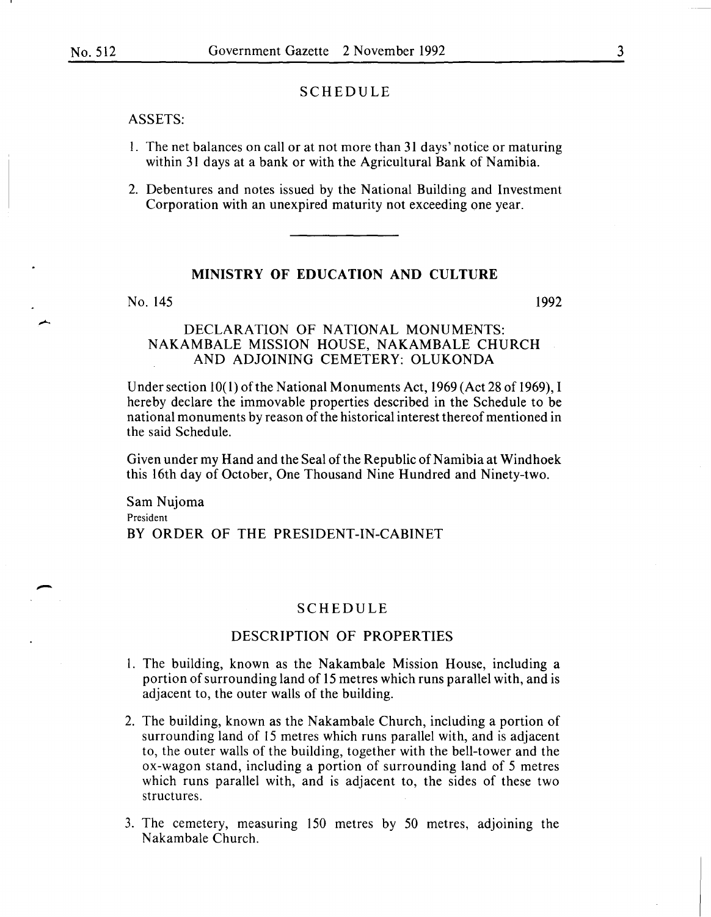## SCHEDULE

ASSETS:

1. The net balances on call or at not more than 31 days' notice or maturing within 31 days at a bank or with the Agricultural Bank of Namibia.

2. Debentures and notes issued by the National Building and Investment Corporation with an unexpired maturity not exceeding one year.

---

## MINISTRY OF EDUCATION AND CULTURE

No. 145 1992

### DECLARATION OF NATIONAL MONUMENTS: NAKAMBALE MISSION HOUSE, NAKAMBALE CHURCH AND ADJOINING CEMETERY: OLUKONDA

Under section 10(1) of the National Monuments Act, 1969 (Act 28 of 1969), I hereby declare the immovable properties described in the Schedule to be national monuments by reason of the historical interest thereof mentioned in the said Schedule.

Given under my Hand and the Seal of the Republic of Namibia at Windhoek this 16th day of October, One Thousand Nine Hundred and Ninety-two.

Sam Nujoma
President
BY ORDER OF THE PRESIDENT-IN-CABINET

## SCHEDULE

### DESCRIPTION OF PROPERTIES

1. The building, known as the Nakambale Mission House, including a portion of surrounding land of 15 metres which runs parallel with, and is adjacent to, the outer walls of the building.

2. The building, known as the Nakambale Church, including a portion of surrounding land of 15 metres which runs parallel with, and is adjacent to, the outer walls of the building, together with the bell-tower and the ox-wagon stand, including a portion of surrounding land of 5 metres which runs parallel with, and is adjacent to, the sides of these two structures.

3. The cemetery, measuring 150 metres by 50 metres, adjoining the Nakambale Church.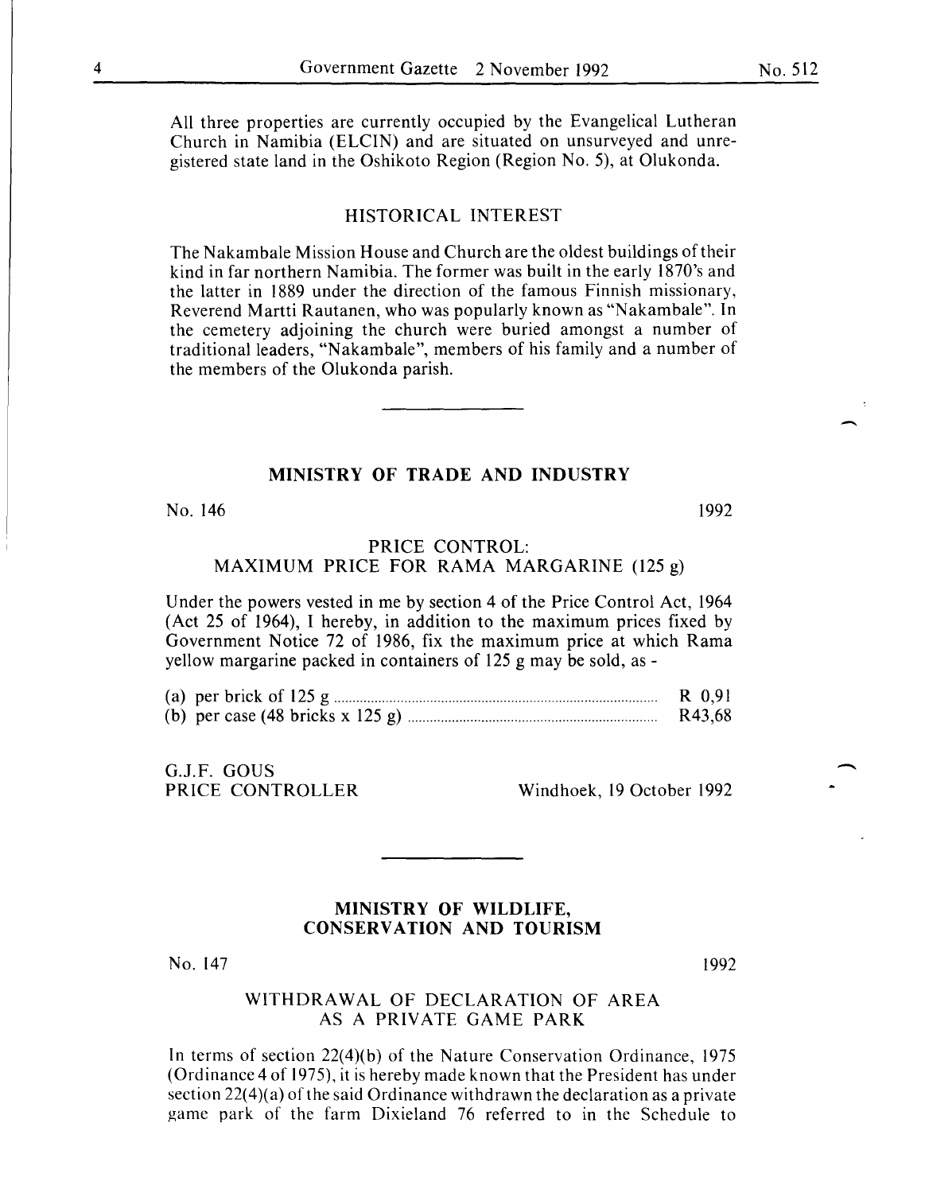All three properties are currently occupied by the Evangelical Lutheran Church in Namibia (ELCIN) and are situated on unsurveyed and unregistered state land in the Oshikoto Region (Region No. 5), at Olukonda.

HISTORICAL INTEREST

The Nakambale Mission House and Church are the oldest buildings of their kind in far northern Namibia. The former was built in the early 1870's and the latter in 1889 under the direction of the famous Finnish missionary, Reverend Martti Rautanen, who was popularly known as "Nakambale". In the cemetery adjoining the church were buried amongst a number of traditional leaders, "Nakambale", members of his family and a number of the members of the Olukonda parish.

---

## MINISTRY OF TRADE AND INDUSTRY

No. 146 1992

PRICE CONTROL:
MAXIMUM PRICE FOR RAMA MARGARINE (125 g)

Under the powers vested in me by section 4 of the Price Control Act, 1964 (Act 25 of 1964), I hereby, in addition to the maximum prices fixed by Government Notice 72 of 1986, fix the maximum price at which Rama yellow margarine packed in containers of 125 g may be sold, as -

(a) per brick of 125 g ........................................ R 0,91
(b) per case (48 bricks x 125 g) ........................................ R43,68

G.J.F. GOUS
PRICE CONTROLLER Windhoek, 19 October 1992

---

## MINISTRY OF WILDLIFE, CONSERVATION AND TOURISM

No. 147 1992

WITHDRAWAL OF DECLARATION OF AREA AS A PRIVATE GAME PARK

In terms of section 22(4)(b) of the Nature Conservation Ordinance, 1975 (Ordinance 4 of 1975), it is hereby made known that the President has under section 22(4)(a) of the said Ordinance withdrawn the declaration as a private game park of the farm Dixieland 76 referred to in the Schedule to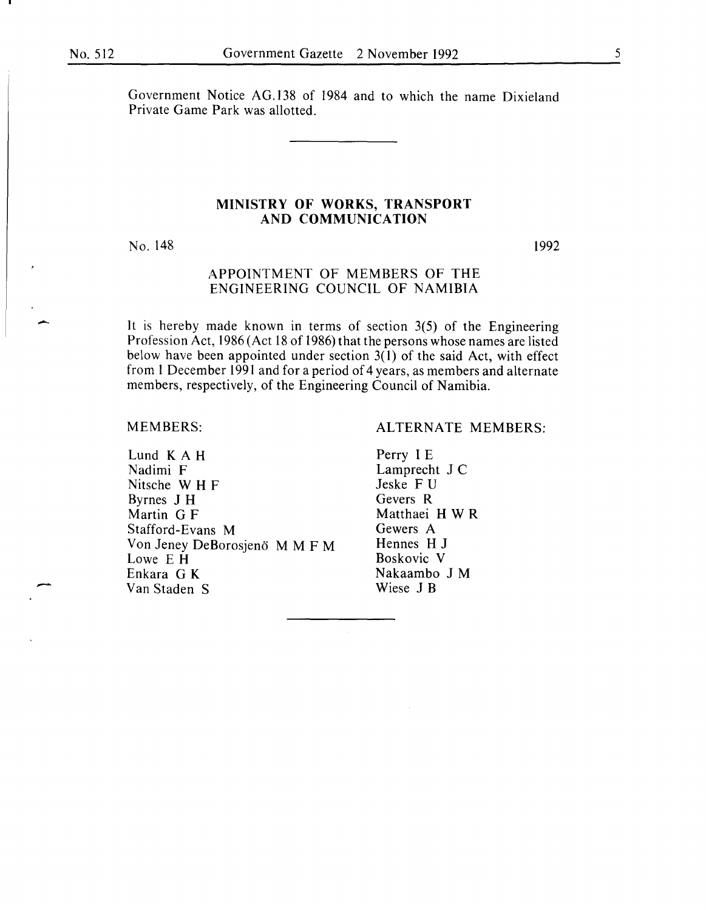Government Notice AG.138 of 1984 and to which the name Dixieland Private Game Park was allotted.

---

## MINISTRY OF WORKS, TRANSPORT AND COMMUNICATION

No. 148 1992

### APPOINTMENT OF MEMBERS OF THE ENGINEERING COUNCIL OF NAMIBIA

It is hereby made known in terms of section 3(5) of the Engineering Profession Act, 1986 (Act 18 of 1986) that the persons whose names are listed below have been appointed under section 3(1) of the said Act, with effect from 1 December 1991 and for a period of 4 years, as members and alternate members, respectively, of the Engineering Council of Namibia.

| MEMBERS: | ALTERNATE MEMBERS: |
|---|---|
| Lund K A H | Perry I E |
| Nadimi F | Lamprecht J C |
| Nitsche W H F | Jeske F U |
| Byrnes J H | Gevers R |
| Martin G F | Matthaei H W R |
| Stafford-Evans M | Gewers A |
| Von Jeney DeBorosjenö M M F M | Hennes H J |
| Lowe E H | Boskovic V |
| Enkara G K | Nakaambo J M |
| Van Staden S | Wiese J B |

---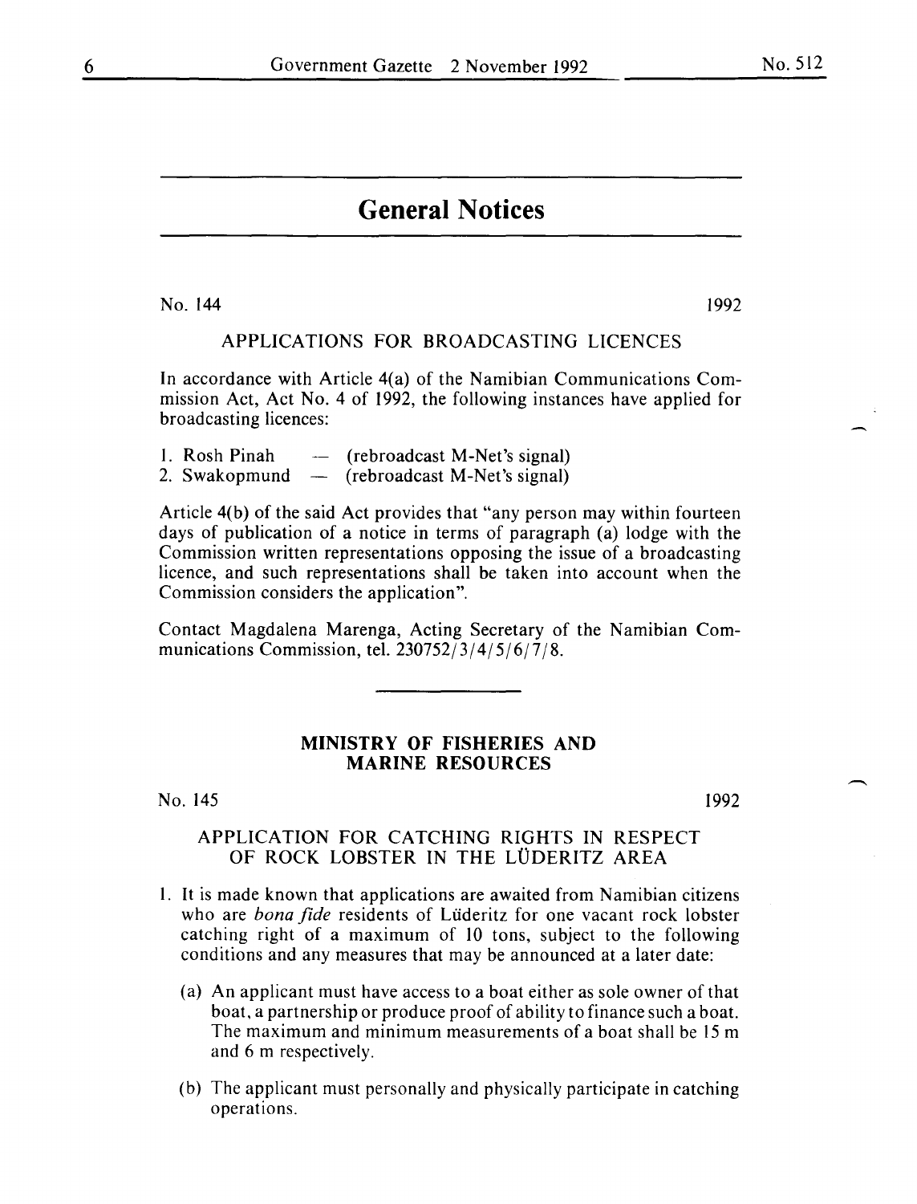# General Notices

No. 144 1992

## APPLICATIONS FOR BROADCASTING LICENCES

In accordance with Article 4(a) of the Namibian Communications Commission Act, Act No. 4 of 1992, the following instances have applied for broadcasting licences:

1. Rosh Pinah — (rebroadcast M-Net's signal)
2. Swakopmund — (rebroadcast M-Net's signal)

Article 4(b) of the said Act provides that "any person may within fourteen days of publication of a notice in terms of paragraph (a) lodge with the Commission written representations opposing the issue of a broadcasting licence, and such representations shall be taken into account when the Commission considers the application".

Contact Magdalena Marenga, Acting Secretary of the Namibian Communications Commission, tel. 230752/3/4/5/6/7/8.

---

## MINISTRY OF FISHERIES AND MARINE RESOURCES

No. 145 1992

## APPLICATION FOR CATCHING RIGHTS IN RESPECT OF ROCK LOBSTER IN THE LÜDERITZ AREA

1. It is made known that applications are awaited from Namibian citizens who are *bona fide* residents of Lüderitz for one vacant rock lobster catching right of a maximum of 10 tons, subject to the following conditions and any measures that may be announced at a later date:

   (a) An applicant must have access to a boat either as sole owner of that boat, a partnership or produce proof of ability to finance such a boat. The maximum and minimum measurements of a boat shall be 15 m and 6 m respectively.

   (b) The applicant must personally and physically participate in catching operations.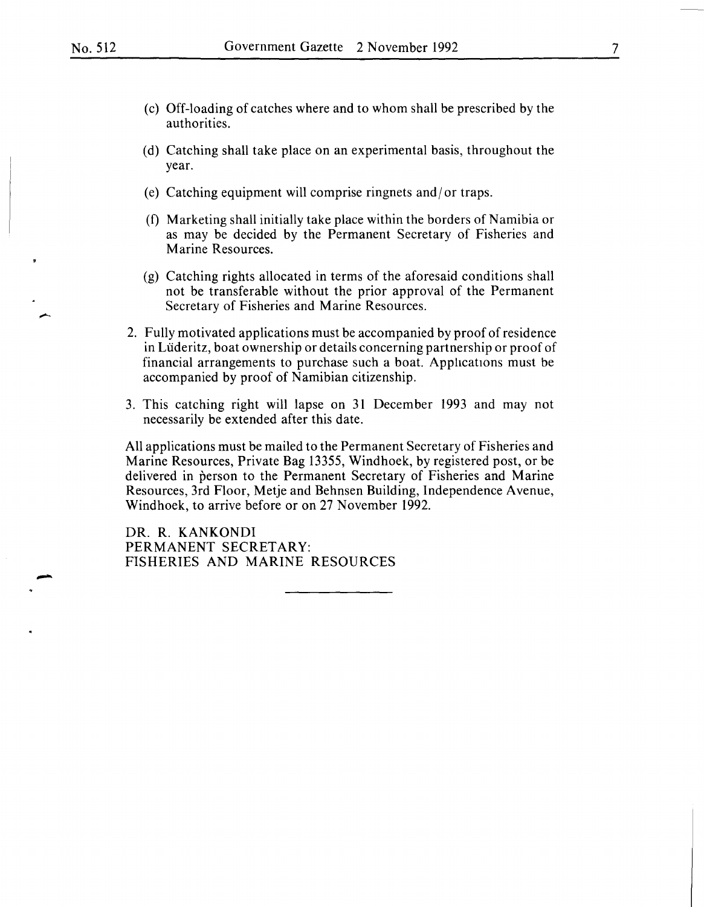(c) Off-loading of catches where and to whom shall be prescribed by the authorities.

(d) Catching shall take place on an experimental basis, throughout the year.

(e) Catching equipment will comprise ringnets and/or traps.

(f) Marketing shall initially take place within the borders of Namibia or as may be decided by the Permanent Secretary of Fisheries and Marine Resources.

(g) Catching rights allocated in terms of the aforesaid conditions shall not be transferable without the prior approval of the Permanent Secretary of Fisheries and Marine Resources.

2. Fully motivated applications must be accompanied by proof of residence in Lüderitz, boat ownership or details concerning partnership or proof of financial arrangements to purchase such a boat. Applications must be accompanied by proof of Namibian citizenship.

3. This catching right will lapse on 31 December 1993 and may not necessarily be extended after this date.

All applications must be mailed to the Permanent Secretary of Fisheries and Marine Resources, Private Bag 13355, Windhoek, by registered post, or be delivered in person to the Permanent Secretary of Fisheries and Marine Resources, 3rd Floor, Metje and Behnsen Building, Independence Avenue, Windhoek, to arrive before or on 27 November 1992.

DR. R. KANKONDI
PERMANENT SECRETARY:
FISHERIES AND MARINE RESOURCES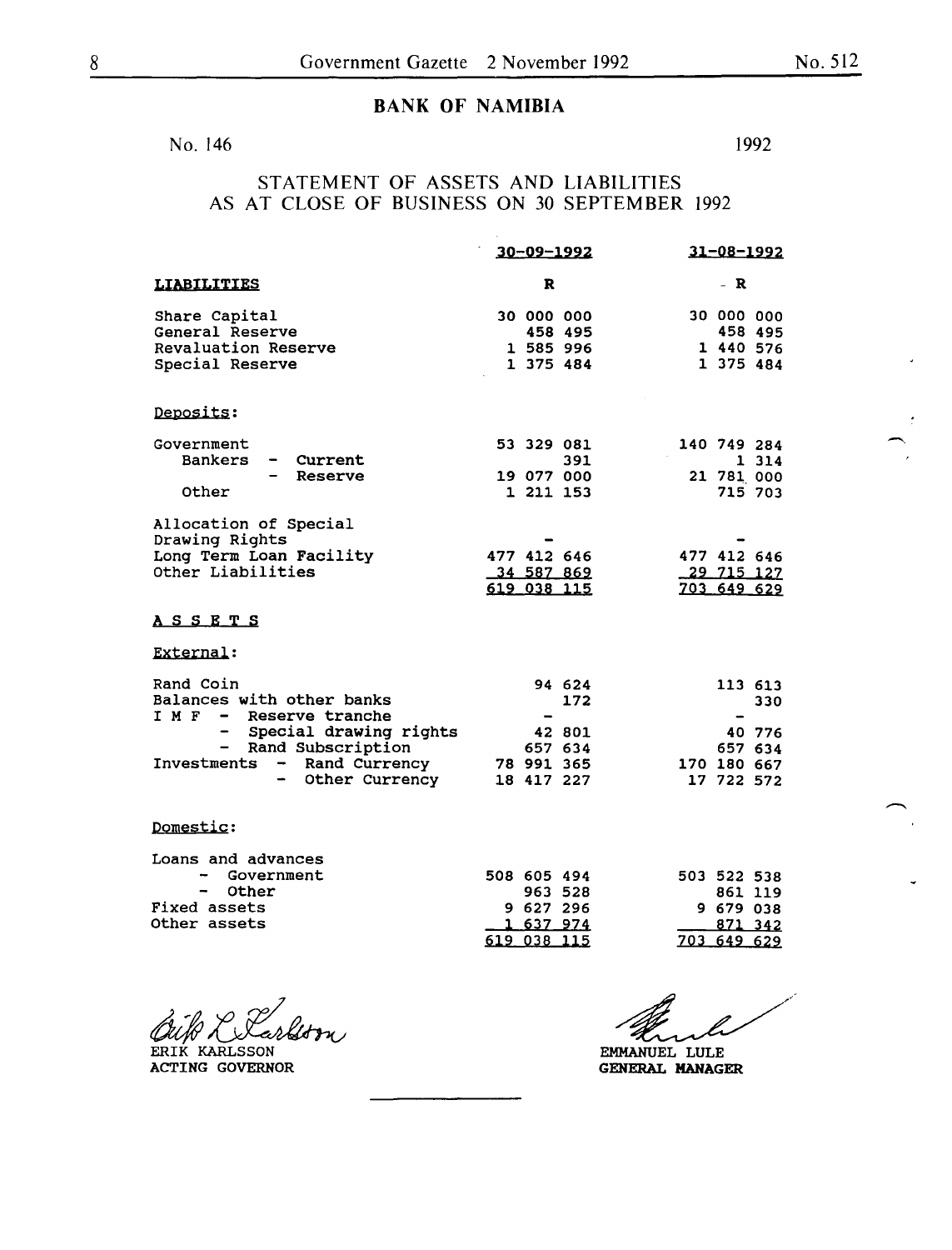## BANK OF NAMIBIA

No. 146 1992

### STATEMENT OF ASSETS AND LIABILITIES AS AT CLOSE OF BUSINESS ON 30 SEPTEMBER 1992

| | 30-09-1992 | 31-08-1992 |
|---|---|---|
| **LIABILITIES** | R | R |
| Share Capital | 30 000 000 | 30 000 000 |
| General Reserve | 458 495 | 458 495 |
| Revaluation Reserve | 1 585 996 | 1 440 576 |
| Special Reserve | 1 375 484 | 1 375 484 |
| Deposits: | | |
| Government | 53 329 081 | 140 749 284 |
| Bankers - Current | 391 | 1 314 |
| - Reserve | 19 077 000 | 21 781 000 |
| Other | 1 211 153 | 715 703 |
| Allocation of Special Drawing Rights | - | - |
| Long Term Loan Facility | 477 412 646 | 477 412 646 |
| Other Liabilities | 34 587 869 | 29 715 127 |
| | 619 038 115 | 703 649 629 |
| **ASSETS** | | |
| External: | | |
| Rand Coin | 94 624 | 113 613 |
| Balances with other banks | 172 | 330 |
| I M F - Reserve tranche | - | - |
| - Special drawing rights | 42 801 | 40 776 |
| - Rand Subscription | 657 634 | 657 634 |
| Investments - Rand Currency | 78 991 365 | 170 180 667 |
| - Other Currency | 18 417 227 | 17 722 572 |
| Domestic: | | |
| Loans and advances | | |
| - Government | 508 605 494 | 503 522 538 |
| - Other | 963 528 | 861 119 |
| Fixed assets | 9 627 296 | 9 679 038 |
| Other assets | 1 637 974 | 871 342 |
| | 619 038 115 | 703 649 629 |

ERIK KARLSSON
ACTING GOVERNOR

EMMANUEL LULE
GENERAL MANAGER